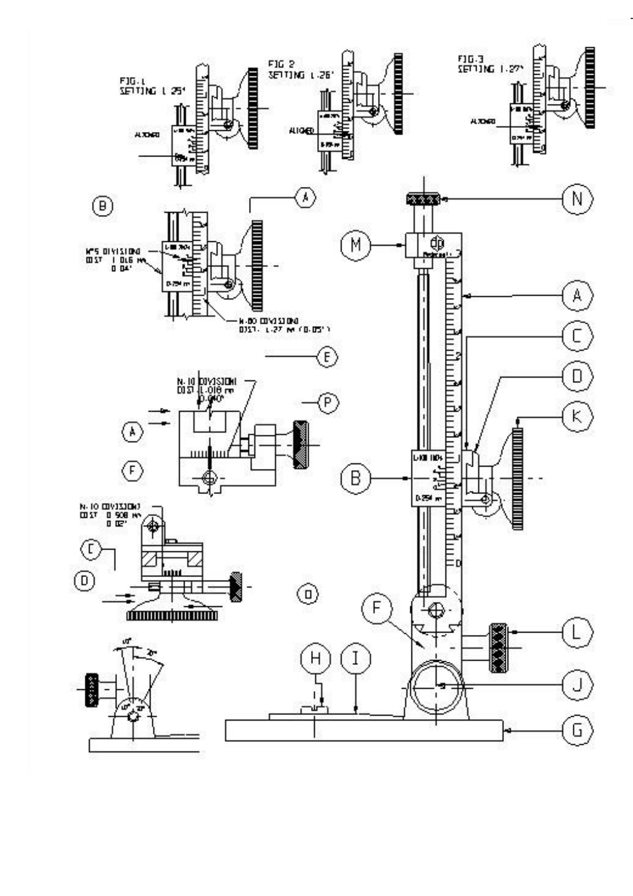FIG. 1
SETTING 1.25"

FIG. 2
SETTING 1.26"

FIG. 3
SETTING 1.27"

ALIGNED

N°5 DIVISIONS
DIST. 1.016 mm
0.04"

N.80 DIVISIONS
DIST. 1.27 mm (0.05")

N.10 DIVISIONS
DIST. 1.016 mm
0.040"

N.10 DIVISIONS
DIST. 0.508 mm
0.02"

A B C D E F G H I J K L M N O P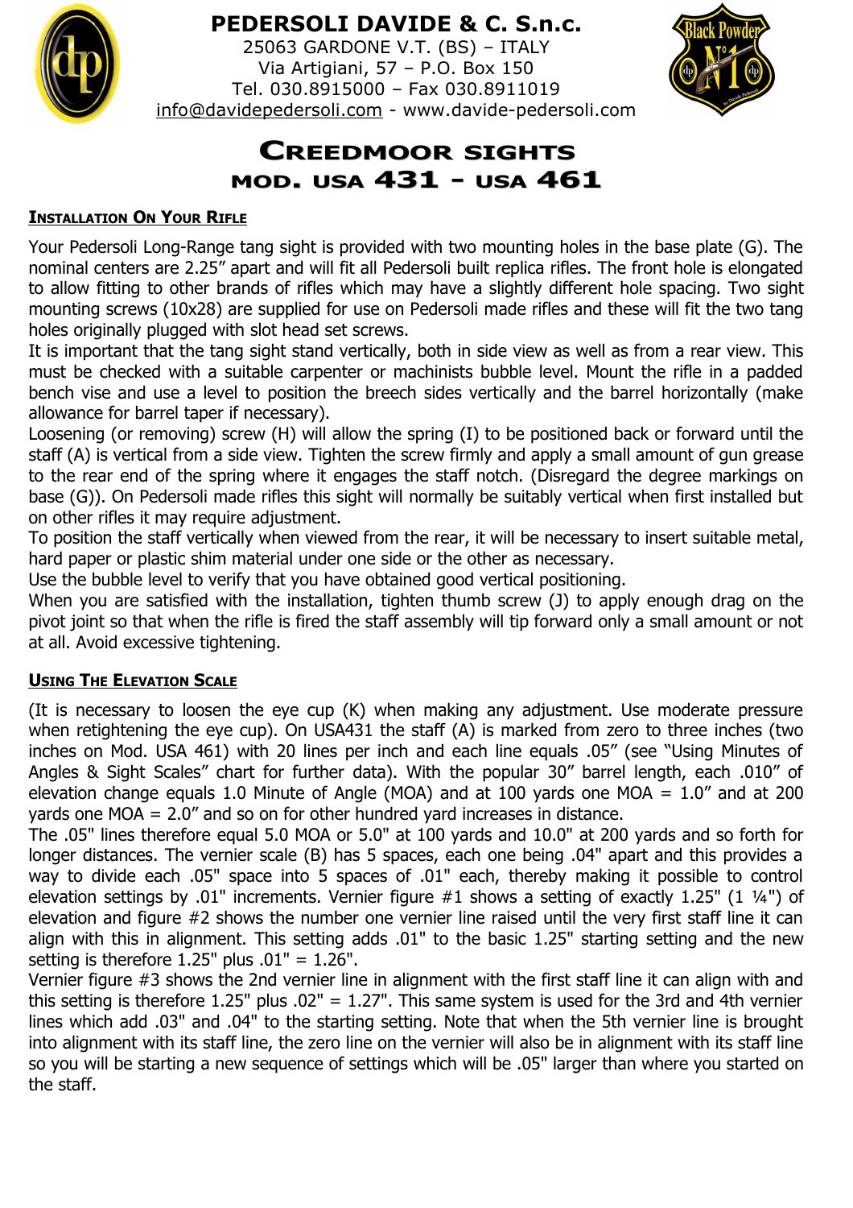**PEDERSOLI DAVIDE & C. S.n.c.**
25063 GARDONE V.T. (BS) – ITALY
Via Artigiani, 57 – P.O. Box 150
Tel. 030.8915000 – Fax 030.8911019
info@davidepedersoli.com - www.davide-pedersoli.com

# CREEDMOOR SIGHTS
## MOD. USA 431 - USA 461

### INSTALLATION ON YOUR RIFLE

Your Pedersoli Long-Range tang sight is provided with two mounting holes in the base plate (G). The nominal centers are 2.25" apart and will fit all Pedersoli built replica rifles. The front hole is elongated to allow fitting to other brands of rifles which may have a slightly different hole spacing. Two sight mounting screws (10x28) are supplied for use on Pedersoli made rifles and these will fit the two tang holes originally plugged with slot head set screws.

It is important that the tang sight stand vertically, both in side view as well as from a rear view. This must be checked with a suitable carpenter or machinists bubble level. Mount the rifle in a padded bench vise and use a level to position the breech sides vertically and the barrel horizontally (make allowance for barrel taper if necessary).

Loosening (or removing) screw (H) will allow the spring (I) to be positioned back or forward until the staff (A) is vertical from a side view. Tighten the screw firmly and apply a small amount of gun grease to the rear end of the spring where it engages the staff notch. (Disregard the degree markings on base (G)). On Pedersoli made rifles this sight will normally be suitably vertical when first installed but on other rifles it may require adjustment.

To position the staff vertically when viewed from the rear, it will be necessary to insert suitable metal, hard paper or plastic shim material under one side or the other as necessary.

Use the bubble level to verify that you have obtained good vertical positioning.

When you are satisfied with the installation, tighten thumb screw (J) to apply enough drag on the pivot joint so that when the rifle is fired the staff assembly will tip forward only a small amount or not at all. Avoid excessive tightening.

### USING THE ELEVATION SCALE

(It is necessary to loosen the eye cup (K) when making any adjustment. Use moderate pressure when retightening the eye cup). On USA431 the staff (A) is marked from zero to three inches (two inches on Mod. USA 461) with 20 lines per inch and each line equals .05" (see "Using Minutes of Angles & Sight Scales" chart for further data). With the popular 30" barrel length, each .010" of elevation change equals 1.0 Minute of Angle (MOA) and at 100 yards one MOA = 1.0" and at 200 yards one MOA = 2.0" and so on for other hundred yard increases in distance.

The .05" lines therefore equal 5.0 MOA or 5.0" at 100 yards and 10.0" at 200 yards and so forth for longer distances. The vernier scale (B) has 5 spaces, each one being .04" apart and this provides a way to divide each .05" space into 5 spaces of .01" each, thereby making it possible to control elevation settings by .01" increments. Vernier figure #1 shows a setting of exactly 1.25" (1 ¼") of elevation and figure #2 shows the number one vernier line raised until the very first staff line it can align with this in alignment. This setting adds .01" to the basic 1.25" starting setting and the new setting is therefore 1.25" plus .01" = 1.26".

Vernier figure #3 shows the 2nd vernier line in alignment with the first staff line it can align with and this setting is therefore 1.25" plus .02" = 1.27". This same system is used for the 3rd and 4th vernier lines which add .03" and .04" to the starting setting. Note that when the 5th vernier line is brought into alignment with its staff line, the zero line on the vernier will also be in alignment with its staff line so you will be starting a new sequence of settings which will be .05" larger than where you started on the staff.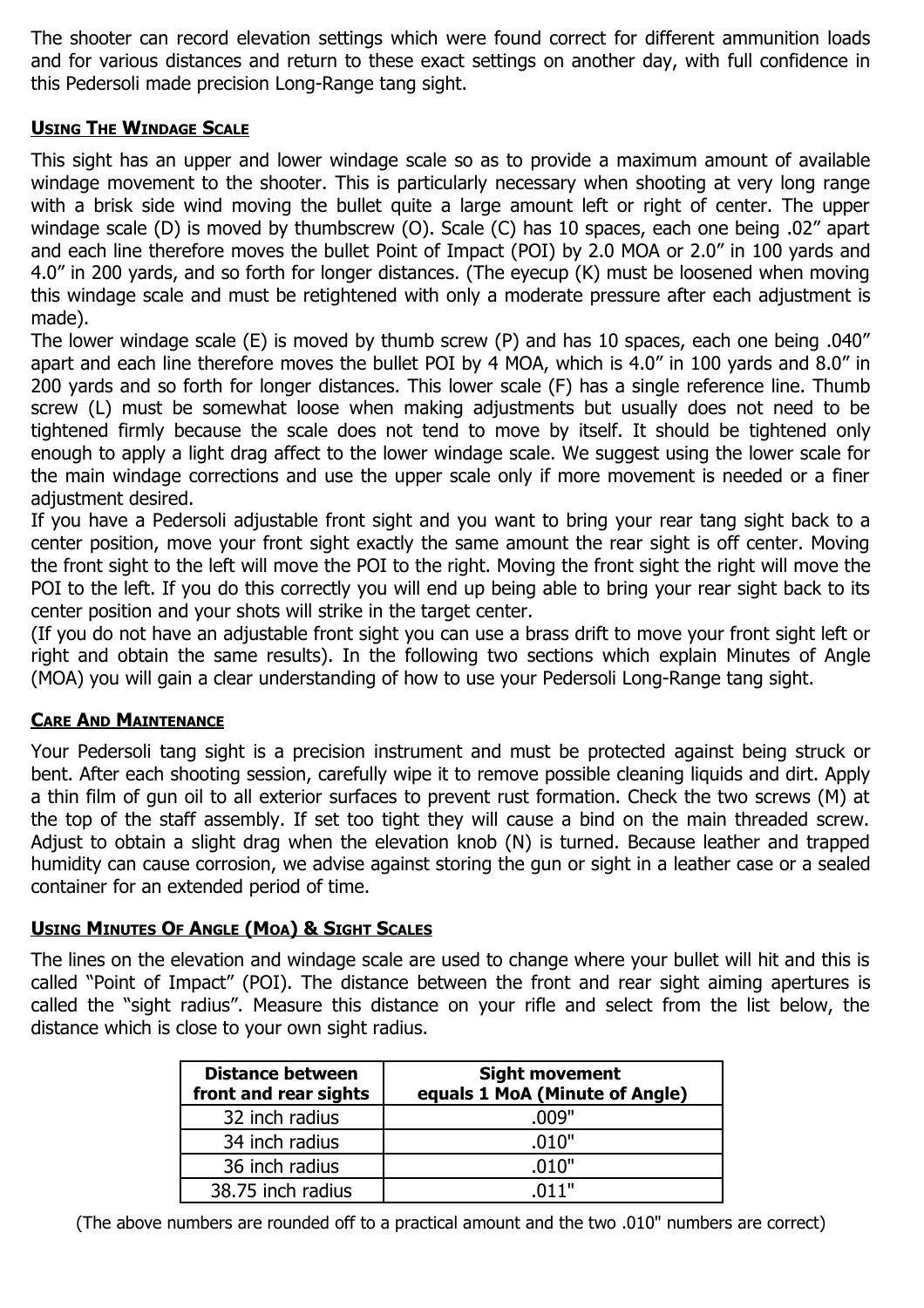The shooter can record elevation settings which were found correct for different ammunition loads and for various distances and return to these exact settings on another day, with full confidence in this Pedersoli made precision Long-Range tang sight.

## Using The Windage Scale

This sight has an upper and lower windage scale so as to provide a maximum amount of available windage movement to the shooter. This is particularly necessary when shooting at very long range with a brisk side wind moving the bullet quite a large amount left or right of center. The upper windage scale (D) is moved by thumbscrew (O). Scale (C) has 10 spaces, each one being .02" apart and each line therefore moves the bullet Point of Impact (POI) by 2.0 MOA or 2.0" in 100 yards and 4.0" in 200 yards, and so forth for longer distances. (The eyecup (K) must be loosened when moving this windage scale and must be retightened with only a moderate pressure after each adjustment is made).

The lower windage scale (E) is moved by thumb screw (P) and has 10 spaces, each one being .040" apart and each line therefore moves the bullet POI by 4 MOA, which is 4.0" in 100 yards and 8.0" in 200 yards and so forth for longer distances. This lower scale (F) has a single reference line. Thumb screw (L) must be somewhat loose when making adjustments but usually does not need to be tightened firmly because the scale does not tend to move by itself. It should be tightened only enough to apply a light drag affect to the lower windage scale. We suggest using the lower scale for the main windage corrections and use the upper scale only if more movement is needed or a finer adjustment desired.

If you have a Pedersoli adjustable front sight and you want to bring your rear tang sight back to a center position, move your front sight exactly the same amount the rear sight is off center. Moving the front sight to the left will move the POI to the right. Moving the front sight the right will move the POI to the left. If you do this correctly you will end up being able to bring your rear sight back to its center position and your shots will strike in the target center.

(If you do not have an adjustable front sight you can use a brass drift to move your front sight left or right and obtain the same results). In the following two sections which explain Minutes of Angle (MOA) you will gain a clear understanding of how to use your Pedersoli Long-Range tang sight.

## Care And Maintenance

Your Pedersoli tang sight is a precision instrument and must be protected against being struck or bent. After each shooting session, carefully wipe it to remove possible cleaning liquids and dirt. Apply a thin film of gun oil to all exterior surfaces to prevent rust formation. Check the two screws (M) at the top of the staff assembly. If set too tight they will cause a bind on the main threaded screw. Adjust to obtain a slight drag when the elevation knob (N) is turned. Because leather and trapped humidity can cause corrosion, we advise against storing the gun or sight in a leather case or a sealed container for an extended period of time.

## Using Minutes Of Angle (MoA) & Sight Scales

The lines on the elevation and windage scale are used to change where your bullet will hit and this is called "Point of Impact" (POI). The distance between the front and rear sight aiming apertures is called the "sight radius". Measure this distance on your rifle and select from the list below, the distance which is close to your own sight radius.

| Distance between front and rear sights | Sight movement equals 1 MoA (Minute of Angle) |
|---|---|
| 32 inch radius | .009" |
| 34 inch radius | .010" |
| 36 inch radius | .010" |
| 38.75 inch radius | .011" |

(The above numbers are rounded off to a practical amount and the two .010" numbers are correct)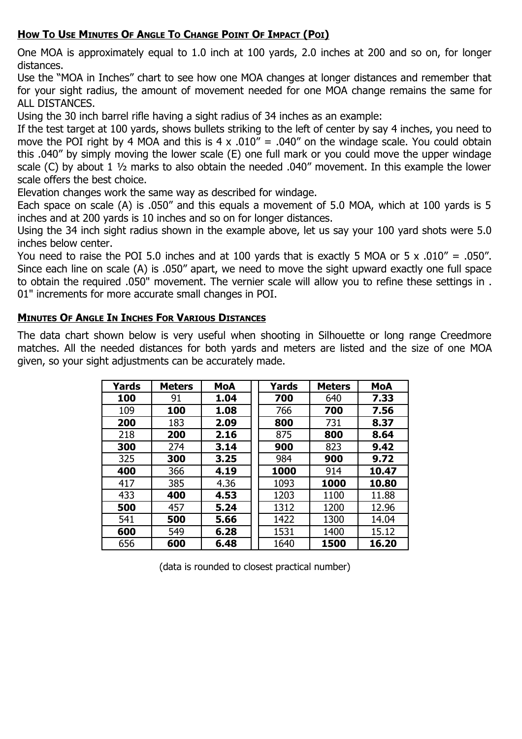## How To Use Minutes Of Angle To Change Point Of Impact (POI)

One MOA is approximately equal to 1.0 inch at 100 yards, 2.0 inches at 200 and so on, for longer distances.

Use the "MOA in Inches" chart to see how one MOA changes at longer distances and remember that for your sight radius, the amount of movement needed for one MOA change remains the same for ALL DISTANCES.

Using the 30 inch barrel rifle having a sight radius of 34 inches as an example:

If the test target at 100 yards, shows bullets striking to the left of center by say 4 inches, you need to move the POI right by 4 MOA and this is 4 x .010" = .040" on the windage scale. You could obtain this .040" by simply moving the lower scale (E) one full mark or you could move the upper windage scale (C) by about 1 ½ marks to also obtain the needed .040" movement. In this example the lower scale offers the best choice.

Elevation changes work the same way as described for windage.

Each space on scale (A) is .050" and this equals a movement of 5.0 MOA, which at 100 yards is 5 inches and at 200 yards is 10 inches and so on for longer distances.

Using the 34 inch sight radius shown in the example above, let us say your 100 yard shots were 5.0 inches below center.

You need to raise the POI 5.0 inches and at 100 yards that is exactly 5 MOA or 5 x .010" = .050". Since each line on scale (A) is .050" apart, we need to move the sight upward exactly one full space to obtain the required .050" movement. The vernier scale will allow you to refine these settings in .01" increments for more accurate small changes in POI.

## Minutes Of Angle In Inches For Various Distances

The data chart shown below is very useful when shooting in Silhouette or long range Creedmore matches. All the needed distances for both yards and meters are listed and the size of one MOA given, so your sight adjustments can be accurately made.

| Yards | Meters | MoA | | Yards | Meters | MoA |
|---|---|---|---|---|---|---|
| **100** | 91 | **1.04** | | **700** | 640 | **7.33** |
| 109 | **100** | **1.08** | | 766 | **700** | **7.56** |
| **200** | 183 | **2.09** | | **800** | 731 | **8.37** |
| 218 | **200** | **2.16** | | 875 | **800** | **8.64** |
| **300** | 274 | **3.14** | | **900** | 823 | **9.42** |
| 325 | **300** | **3.25** | | 984 | **900** | **9.72** |
| **400** | 366 | **4.19** | | **1000** | 914 | **10.47** |
| 417 | 385 | 4.36 | | 1093 | **1000** | **10.80** |
| 433 | **400** | **4.53** | | 1203 | 1100 | 11.88 |
| **500** | 457 | **5.24** | | 1312 | 1200 | 12.96 |
| 541 | **500** | **5.66** | | 1422 | 1300 | 14.04 |
| **600** | 549 | **6.28** | | 1531 | 1400 | 15.12 |
| 656 | **600** | **6.48** | | 1640 | **1500** | **16.20** |

(data is rounded to closest practical number)